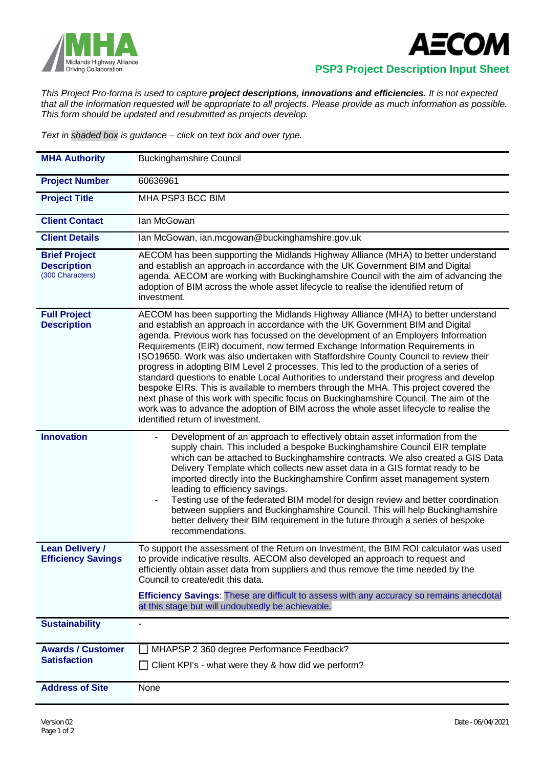**PSP3 Project Description Input Sheet**

*This Project Pro-forma is used to capture **project descriptions, innovations and efficiencies**. It is not expected that all the information requested will be appropriate to all projects. Please provide as much information as possible. This form should be updated and resubmitted as projects develop.*

*Text in shaded box is guidance – click on text box and over type.*

| | |
|---|---|
| **MHA Authority** | Buckinghamshire Council |
| **Project Number** | 60636961 |
| **Project Title** | MHA PSP3 BCC BIM |
| **Client Contact** | Ian McGowan |
| **Client Details** | Ian McGowan, ian.mcgowan@buckinghamshire.gov.uk |
| **Brief Project Description** (300 Characters) | AECOM has been supporting the Midlands Highway Alliance (MHA) to better understand and establish an approach in accordance with the UK Government BIM and Digital agenda. AECOM are working with Buckinghamshire Council with the aim of advancing the adoption of BIM across the whole asset lifecycle to realise the identified return of investment. |
| **Full Project Description** | AECOM has been supporting the Midlands Highway Alliance (MHA) to better understand and establish an approach in accordance with the UK Government BIM and Digital agenda. Previous work has focussed on the development of an Employers Information Requirements (EIR) document, now termed Exchange Information Requirements in ISO19650. Work was also undertaken with Staffordshire County Council to review their progress in adopting BIM Level 2 processes. This led to the production of a series of standard questions to enable Local Authorities to understand their progress and develop bespoke EIRs. This is available to members through the MHA. This project covered the next phase of this work with specific focus on Buckinghamshire Council. The aim of the work was to advance the adoption of BIM across the whole asset lifecycle to realise the identified return of investment. |
| **Innovation** | - Development of an approach to effectively obtain asset information from the supply chain. This included a bespoke Buckinghamshire Council EIR template which can be attached to Buckinghamshire contracts. We also created a GIS Data Delivery Template which collects new asset data in a GIS format ready to be imported directly into the Buckinghamshire Confirm asset management system leading to efficiency savings.<br>- Testing use of the federated BIM model for design review and better coordination between suppliers and Buckinghamshire Council. This will help Buckinghamshire better delivery their BIM requirement in the future through a series of bespoke recommendations. |
| **Lean Delivery / Efficiency Savings** | To support the assessment of the Return on Investment, the BIM ROI calculator was used to provide indicative results. AECOM also developed an approach to request and efficiently obtain asset data from suppliers and thus remove the time needed by the Council to create/edit this data.<br><br>**Efficiency Savings**: These are difficult to assess with any accuracy so remains anecdotal at this stage but will undoubtedly be achievable. |
| **Sustainability** | - |
| **Awards / Customer Satisfaction** | ☐ MHAPSP 2 360 degree Performance Feedback?<br>☐ Client KPI's - what were they & how did we perform? |
| **Address of Site** | None |

Version 02

Date - 06/04/2021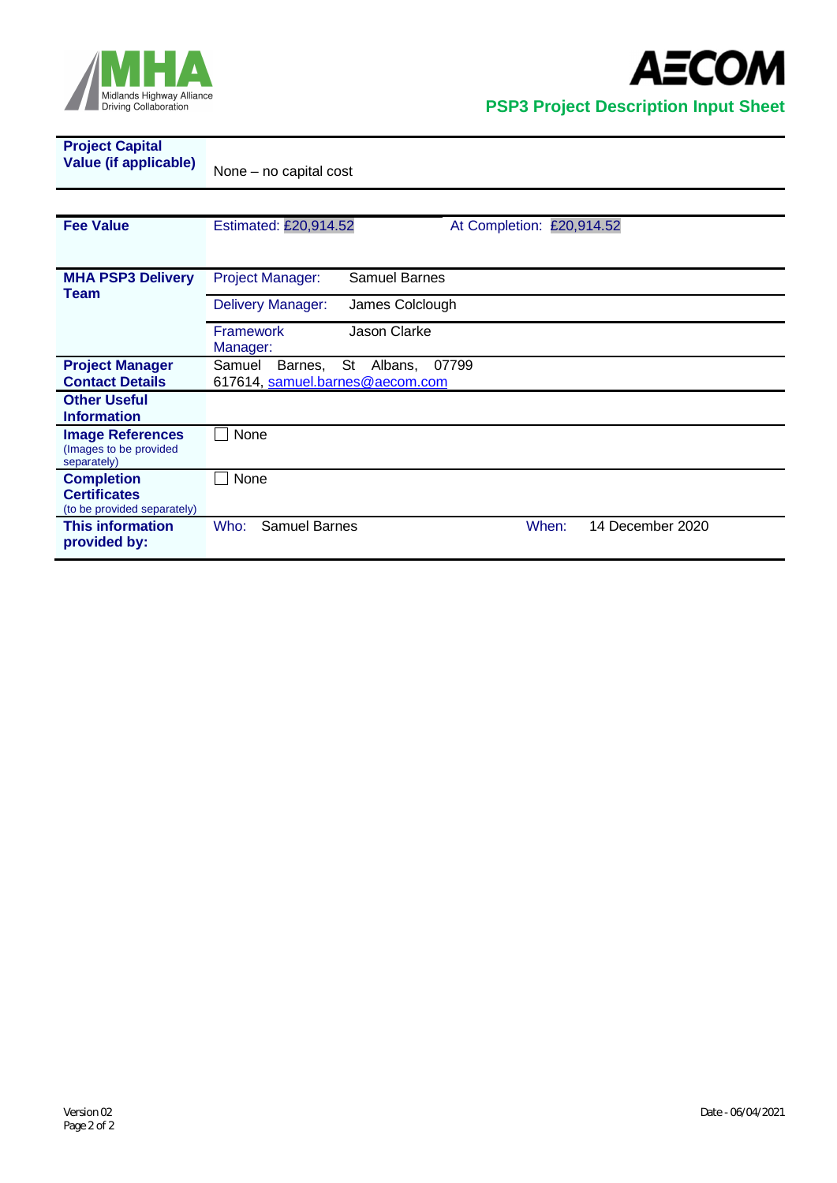## PSP3 Project Description Input Sheet

| | | | |
|---|---|---|---|
| **Project Capital Value (if applicable)** | None – no capital cost | | |
| **Fee Value** | Estimated: £20,914.52 | At Completion: £20,914.52 | |
| **MHA PSP3 Delivery Team** | Project Manager: | Samuel Barnes | |
| | Delivery Manager: | James Colclough | |
| | Framework Manager: | Jason Clarke | |
| **Project Manager Contact Details** | Samuel Barnes, St Albans, 07799 617614, samuel.barnes@aecom.com | | |
| **Other Useful Information** | | | |
| **Image References** (Images to be provided separately) | ☐ None | | |
| **Completion Certificates** (to be provided separately) | ☐ None | | |
| **This information provided by:** | Who: Samuel Barnes | When: 14 December 2020 | |

Version 02

Date - 06/04/2021